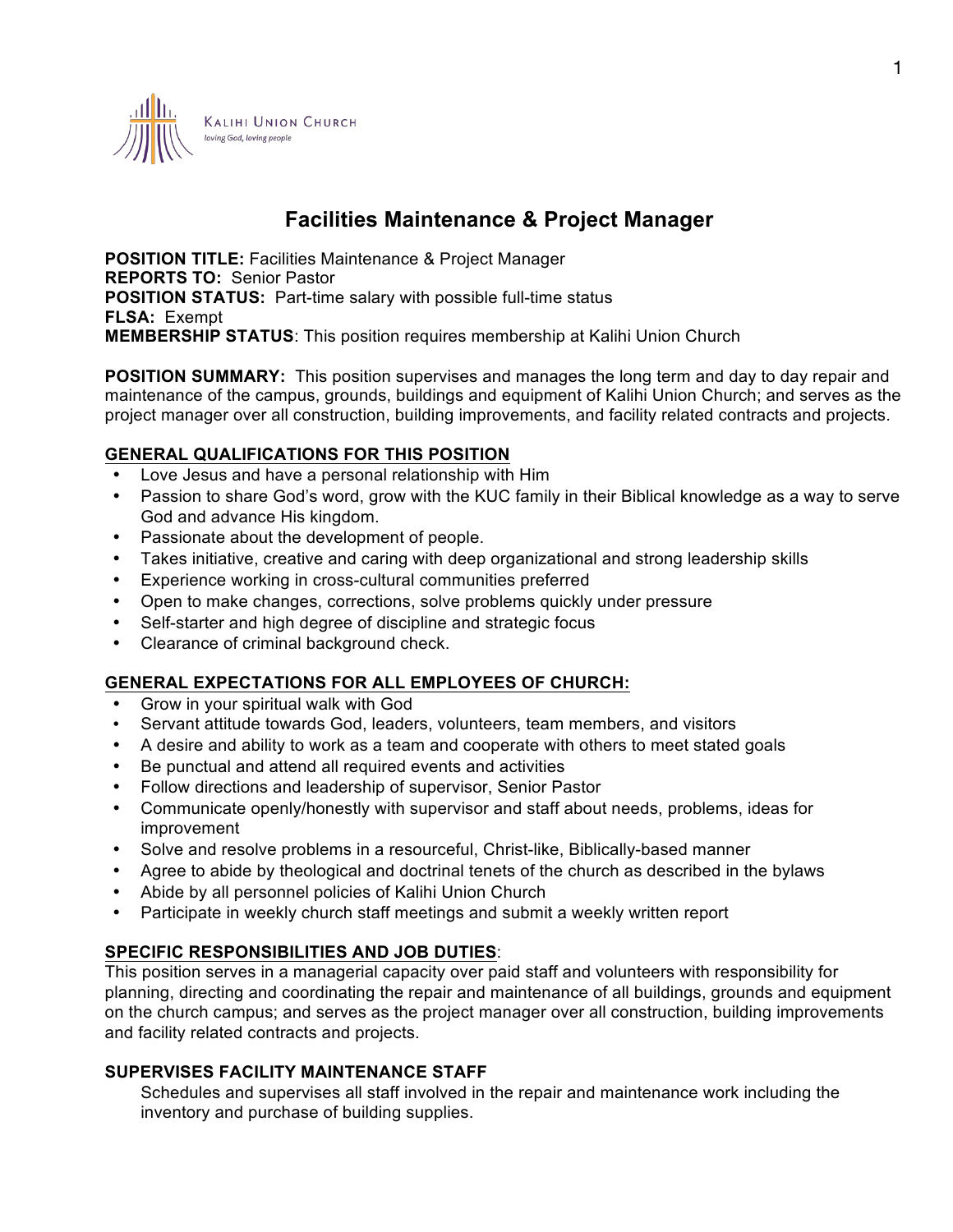KALIHI UNION CHURCH
*loving God, loving people*

# Facilities Maintenance & Project Manager

**POSITION TITLE:** Facilities Maintenance & Project Manager
**REPORTS TO:** Senior Pastor
**POSITION STATUS:** Part-time salary with possible full-time status
**FLSA:** Exempt
**MEMBERSHIP STATUS**: This position requires membership at Kalihi Union Church

**POSITION SUMMARY:** This position supervises and manages the long term and day to day repair and maintenance of the campus, grounds, buildings and equipment of Kalihi Union Church; and serves as the project manager over all construction, building improvements, and facility related contracts and projects.

## GENERAL QUALIFICATIONS FOR THIS POSITION

- Love Jesus and have a personal relationship with Him
- Passion to share God's word, grow with the KUC family in their Biblical knowledge as a way to serve God and advance His kingdom.
- Passionate about the development of people.
- Takes initiative, creative and caring with deep organizational and strong leadership skills
- Experience working in cross-cultural communities preferred
- Open to make changes, corrections, solve problems quickly under pressure
- Self-starter and high degree of discipline and strategic focus
- Clearance of criminal background check.

## GENERAL EXPECTATIONS FOR ALL EMPLOYEES OF CHURCH:

- Grow in your spiritual walk with God
- Servant attitude towards God, leaders, volunteers, team members, and visitors
- A desire and ability to work as a team and cooperate with others to meet stated goals
- Be punctual and attend all required events and activities
- Follow directions and leadership of supervisor, Senior Pastor
- Communicate openly/honestly with supervisor and staff about needs, problems, ideas for improvement
- Solve and resolve problems in a resourceful, Christ-like, Biblically-based manner
- Agree to abide by theological and doctrinal tenets of the church as described in the bylaws
- Abide by all personnel policies of Kalihi Union Church
- Participate in weekly church staff meetings and submit a weekly written report

## SPECIFIC RESPONSIBILITIES AND JOB DUTIES:

This position serves in a managerial capacity over paid staff and volunteers with responsibility for planning, directing and coordinating the repair and maintenance of all buildings, grounds and equipment on the church campus; and serves as the project manager over all construction, building improvements and facility related contracts and projects.

### SUPERVISES FACILITY MAINTENANCE STAFF

Schedules and supervises all staff involved in the repair and maintenance work including the inventory and purchase of building supplies.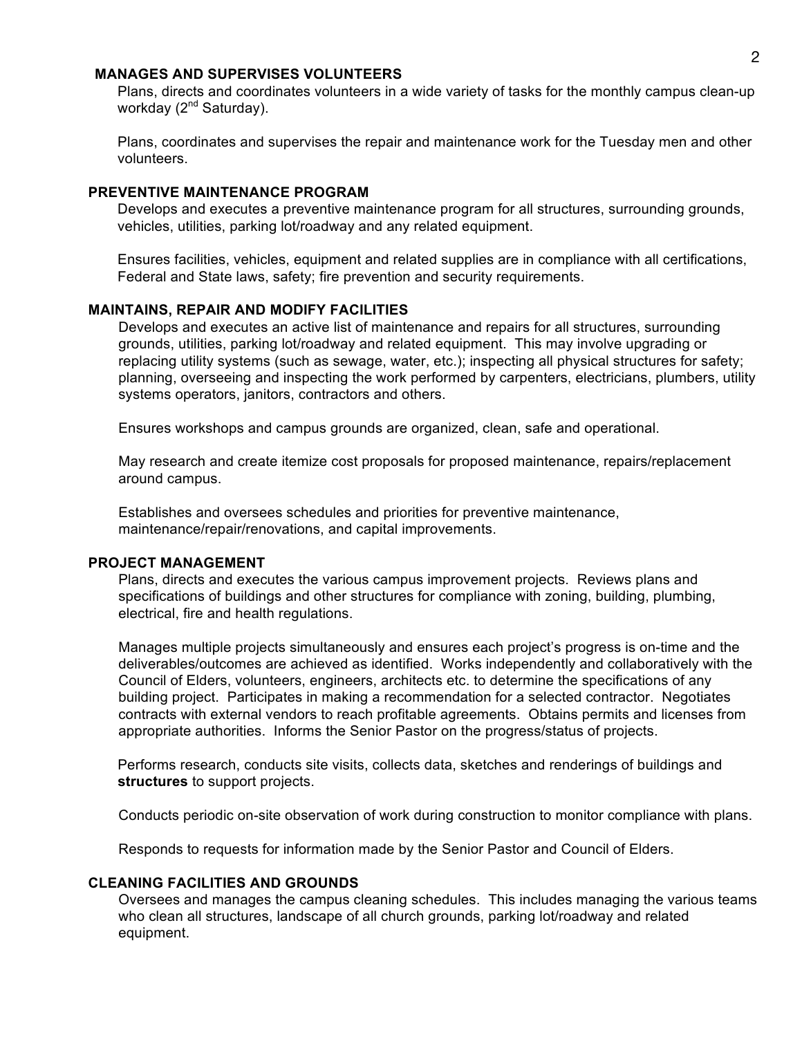**MANAGES AND SUPERVISES VOLUNTEERS**

Plans, directs and coordinates volunteers in a wide variety of tasks for the monthly campus clean-up workday (2nd Saturday).

Plans, coordinates and supervises the repair and maintenance work for the Tuesday men and other volunteers.

**PREVENTIVE MAINTENANCE PROGRAM**

Develops and executes a preventive maintenance program for all structures, surrounding grounds, vehicles, utilities, parking lot/roadway and any related equipment.

Ensures facilities, vehicles, equipment and related supplies are in compliance with all certifications, Federal and State laws, safety; fire prevention and security requirements.

**MAINTAINS, REPAIR AND MODIFY FACILITIES**

Develops and executes an active list of maintenance and repairs for all structures, surrounding grounds, utilities, parking lot/roadway and related equipment. This may involve upgrading or replacing utility systems (such as sewage, water, etc.); inspecting all physical structures for safety; planning, overseeing and inspecting the work performed by carpenters, electricians, plumbers, utility systems operators, janitors, contractors and others.

Ensures workshops and campus grounds are organized, clean, safe and operational.

May research and create itemize cost proposals for proposed maintenance, repairs/replacement around campus.

Establishes and oversees schedules and priorities for preventive maintenance, maintenance/repair/renovations, and capital improvements.

**PROJECT MANAGEMENT**

Plans, directs and executes the various campus improvement projects. Reviews plans and specifications of buildings and other structures for compliance with zoning, building, plumbing, electrical, fire and health regulations.

Manages multiple projects simultaneously and ensures each project's progress is on-time and the deliverables/outcomes are achieved as identified. Works independently and collaboratively with the Council of Elders, volunteers, engineers, architects etc. to determine the specifications of any building project. Participates in making a recommendation for a selected contractor. Negotiates contracts with external vendors to reach profitable agreements. Obtains permits and licenses from appropriate authorities. Informs the Senior Pastor on the progress/status of projects.

Performs research, conducts site visits, collects data, sketches and renderings of buildings and **structures** to support projects.

Conducts periodic on-site observation of work during construction to monitor compliance with plans.

Responds to requests for information made by the Senior Pastor and Council of Elders.

**CLEANING FACILITIES AND GROUNDS**

Oversees and manages the campus cleaning schedules. This includes managing the various teams who clean all structures, landscape of all church grounds, parking lot/roadway and related equipment.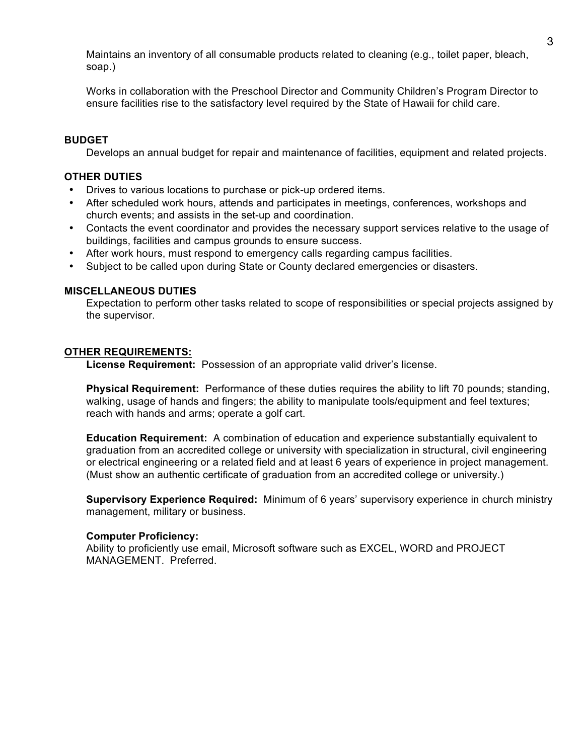Maintains an inventory of all consumable products related to cleaning (e.g., toilet paper, bleach, soap.)

Works in collaboration with the Preschool Director and Community Children's Program Director to ensure facilities rise to the satisfactory level required by the State of Hawaii for child care.

**BUDGET**

Develops an annual budget for repair and maintenance of facilities, equipment and related projects.

**OTHER DUTIES**

- Drives to various locations to purchase or pick-up ordered items.
- After scheduled work hours, attends and participates in meetings, conferences, workshops and church events; and assists in the set-up and coordination.
- Contacts the event coordinator and provides the necessary support services relative to the usage of buildings, facilities and campus grounds to ensure success.
- After work hours, must respond to emergency calls regarding campus facilities.
- Subject to be called upon during State or County declared emergencies or disasters.

**MISCELLANEOUS DUTIES**

Expectation to perform other tasks related to scope of responsibilities or special projects assigned by the supervisor.

**OTHER REQUIREMENTS:**

**License Requirement:** Possession of an appropriate valid driver's license.

**Physical Requirement:** Performance of these duties requires the ability to lift 70 pounds; standing, walking, usage of hands and fingers; the ability to manipulate tools/equipment and feel textures; reach with hands and arms; operate a golf cart.

**Education Requirement:** A combination of education and experience substantially equivalent to graduation from an accredited college or university with specialization in structural, civil engineering or electrical engineering or a related field and at least 6 years of experience in project management. (Must show an authentic certificate of graduation from an accredited college or university.)

**Supervisory Experience Required:** Minimum of 6 years' supervisory experience in church ministry management, military or business.

**Computer Proficiency:**

Ability to proficiently use email, Microsoft software such as EXCEL, WORD and PROJECT MANAGEMENT. Preferred.